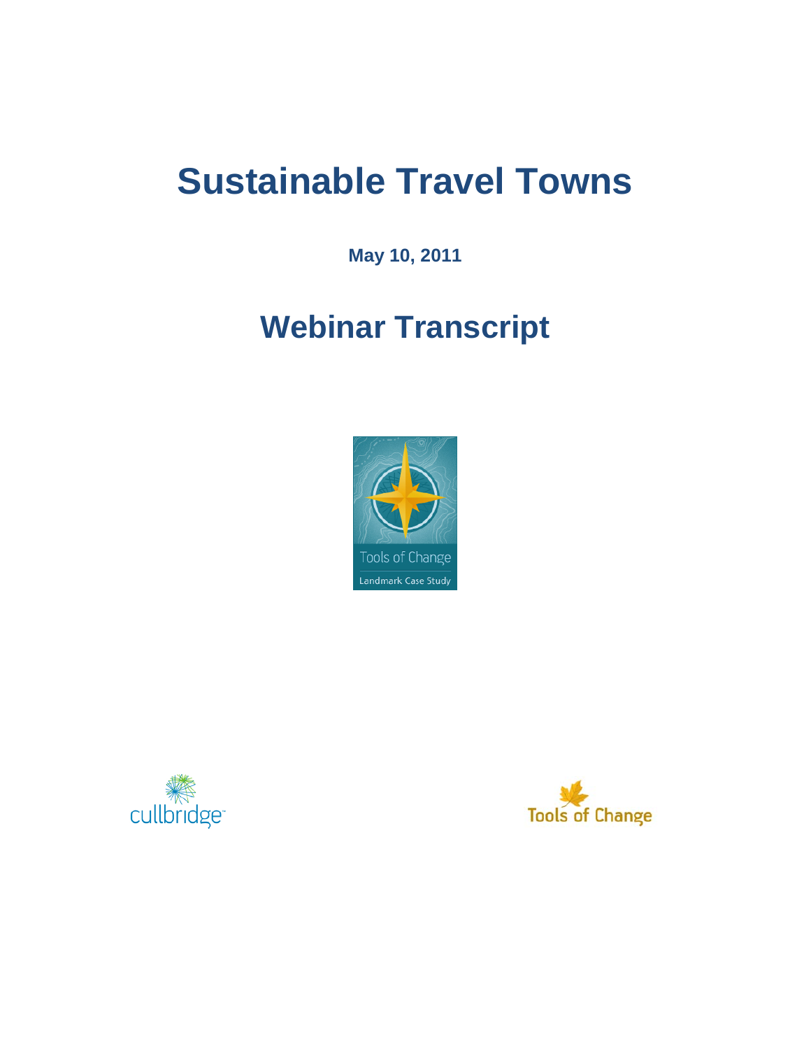# Sustainable Travel Towns

**May 10, 2011**

## Webinar Transcript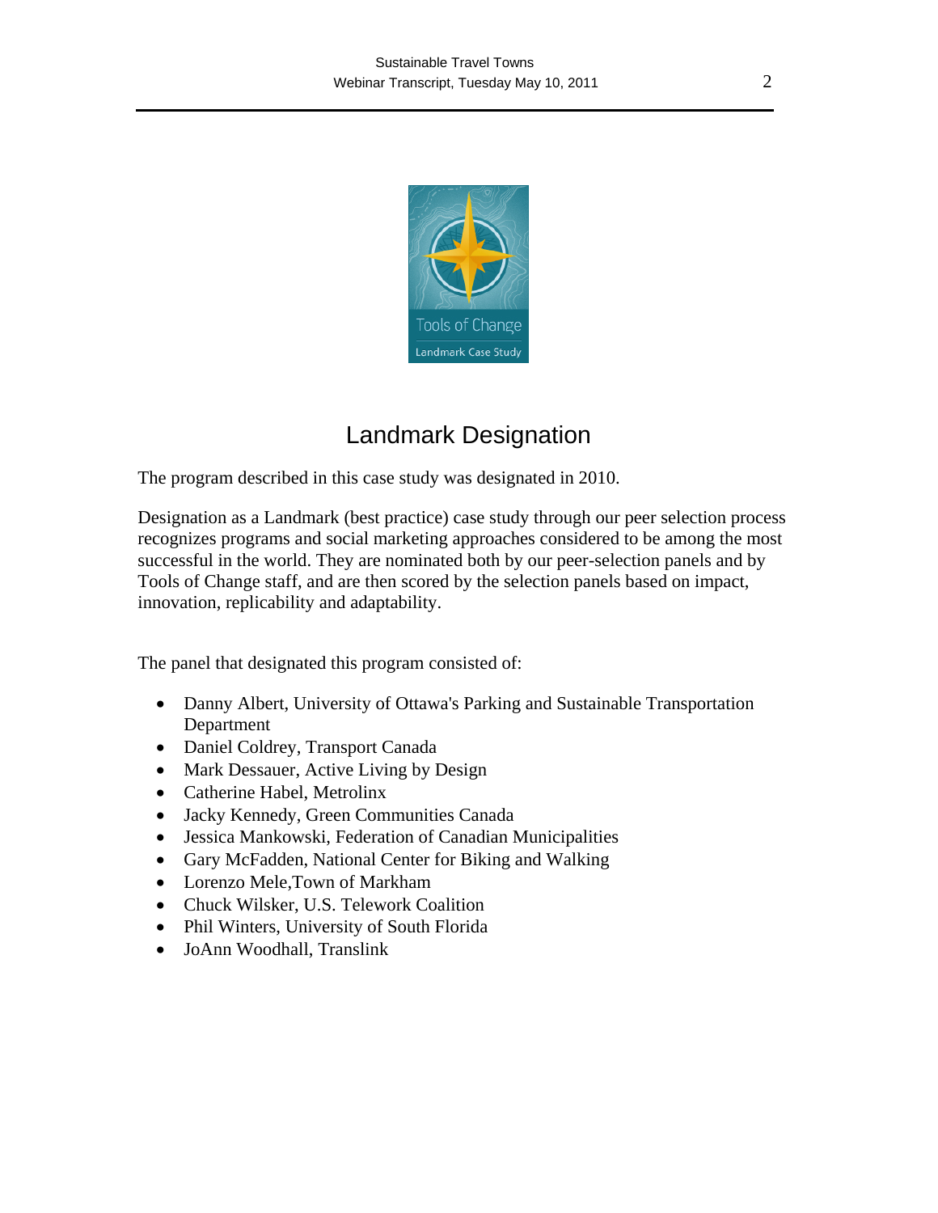Tools of Change

Landmark Case Study

## Landmark Designation

The program described in this case study was designated in 2010.

Designation as a Landmark (best practice) case study through our peer selection process recognizes programs and social marketing approaches considered to be among the most successful in the world. They are nominated both by our peer-selection panels and by Tools of Change staff, and are then scored by the selection panels based on impact, innovation, replicability and adaptability.

The panel that designated this program consisted of:

- Danny Albert, University of Ottawa's Parking and Sustainable Transportation Department
- Daniel Coldrey, Transport Canada
- Mark Dessauer, Active Living by Design
- Catherine Habel, Metrolinx
- Jacky Kennedy, Green Communities Canada
- Jessica Mankowski, Federation of Canadian Municipalities
- Gary McFadden, National Center for Biking and Walking
- Lorenzo Mele,Town of Markham
- Chuck Wilsker, U.S. Telework Coalition
- Phil Winters, University of South Florida
- JoAnn Woodhall, Translink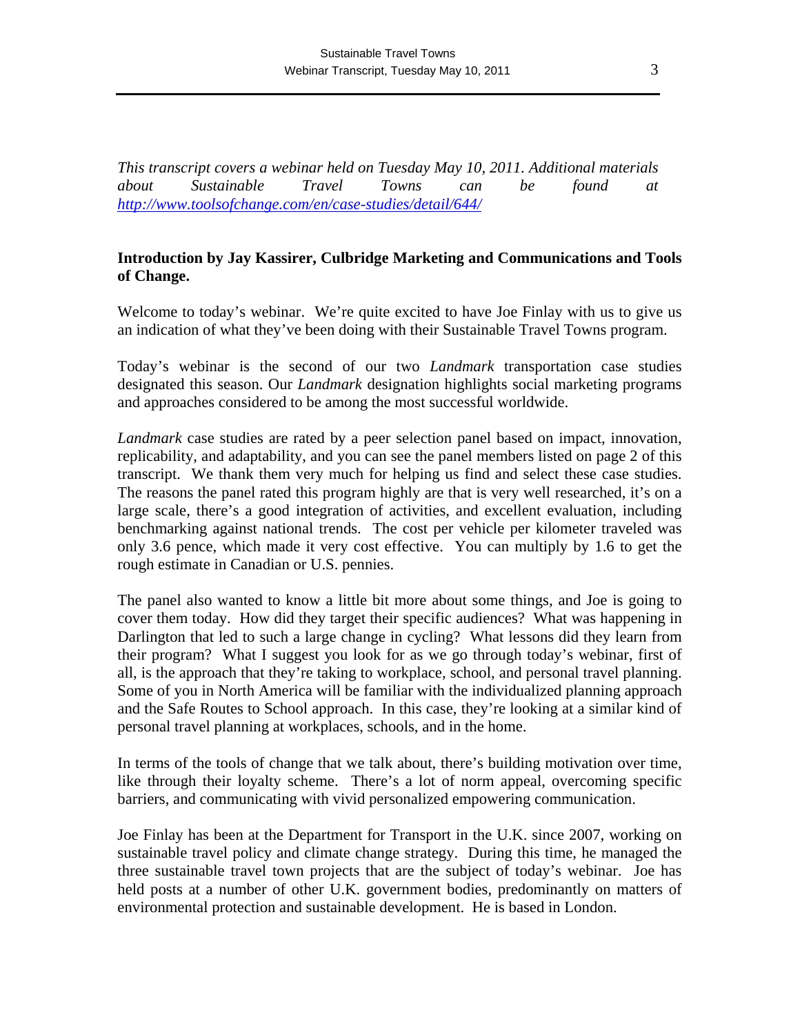*This transcript covers a webinar held on Tuesday May 10, 2011. Additional materials about Sustainable Travel Towns can be found at [http://www.toolsofchange.com/en/case-studies/detail/644/](http://www.toolsofchange.com/en/case-studies/detail/644/)*

**Introduction by Jay Kassirer, Culbridge Marketing and Communications and Tools of Change.**

Welcome to today's webinar. We're quite excited to have Joe Finlay with us to give us an indication of what they've been doing with their Sustainable Travel Towns program.

Today's webinar is the second of our two *Landmark* transportation case studies designated this season. Our *Landmark* designation highlights social marketing programs and approaches considered to be among the most successful worldwide.

*Landmark* case studies are rated by a peer selection panel based on impact, innovation, replicability, and adaptability, and you can see the panel members listed on page 2 of this transcript. We thank them very much for helping us find and select these case studies. The reasons the panel rated this program highly are that is very well researched, it's on a large scale, there's a good integration of activities, and excellent evaluation, including benchmarking against national trends. The cost per vehicle per kilometer traveled was only 3.6 pence, which made it very cost effective. You can multiply by 1.6 to get the rough estimate in Canadian or U.S. pennies.

The panel also wanted to know a little bit more about some things, and Joe is going to cover them today. How did they target their specific audiences? What was happening in Darlington that led to such a large change in cycling? What lessons did they learn from their program? What I suggest you look for as we go through today's webinar, first of all, is the approach that they're taking to workplace, school, and personal travel planning. Some of you in North America will be familiar with the individualized planning approach and the Safe Routes to School approach. In this case, they're looking at a similar kind of personal travel planning at workplaces, schools, and in the home.

In terms of the tools of change that we talk about, there's building motivation over time, like through their loyalty scheme. There's a lot of norm appeal, overcoming specific barriers, and communicating with vivid personalized empowering communication.

Joe Finlay has been at the Department for Transport in the U.K. since 2007, working on sustainable travel policy and climate change strategy. During this time, he managed the three sustainable travel town projects that are the subject of today's webinar. Joe has held posts at a number of other U.K. government bodies, predominantly on matters of environmental protection and sustainable development. He is based in London.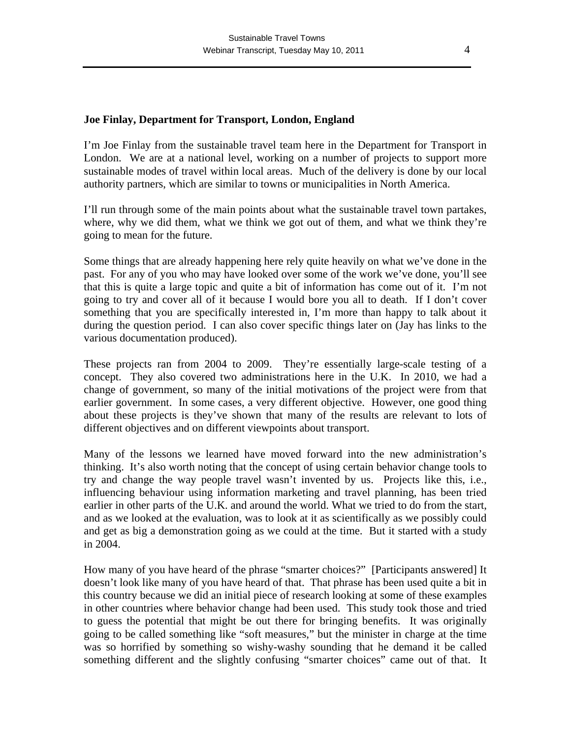**Joe Finlay, Department for Transport, London, England**

I'm Joe Finlay from the sustainable travel team here in the Department for Transport in London. We are at a national level, working on a number of projects to support more sustainable modes of travel within local areas. Much of the delivery is done by our local authority partners, which are similar to towns or municipalities in North America.

I'll run through some of the main points about what the sustainable travel town partakes, where, why we did them, what we think we got out of them, and what we think they're going to mean for the future.

Some things that are already happening here rely quite heavily on what we've done in the past. For any of you who may have looked over some of the work we've done, you'll see that this is quite a large topic and quite a bit of information has come out of it. I'm not going to try and cover all of it because I would bore you all to death. If I don't cover something that you are specifically interested in, I'm more than happy to talk about it during the question period. I can also cover specific things later on (Jay has links to the various documentation produced).

These projects ran from 2004 to 2009. They're essentially large-scale testing of a concept. They also covered two administrations here in the U.K. In 2010, we had a change of government, so many of the initial motivations of the project were from that earlier government. In some cases, a very different objective. However, one good thing about these projects is they've shown that many of the results are relevant to lots of different objectives and on different viewpoints about transport.

Many of the lessons we learned have moved forward into the new administration's thinking. It's also worth noting that the concept of using certain behavior change tools to try and change the way people travel wasn't invented by us. Projects like this, i.e., influencing behaviour using information marketing and travel planning, has been tried earlier in other parts of the U.K. and around the world. What we tried to do from the start, and as we looked at the evaluation, was to look at it as scientifically as we possibly could and get as big a demonstration going as we could at the time. But it started with a study in 2004.

How many of you have heard of the phrase "smarter choices?" [Participants answered] It doesn't look like many of you have heard of that. That phrase has been used quite a bit in this country because we did an initial piece of research looking at some of these examples in other countries where behavior change had been used. This study took those and tried to guess the potential that might be out there for bringing benefits. It was originally going to be called something like "soft measures," but the minister in charge at the time was so horrified by something so wishy-washy sounding that he demand it be called something different and the slightly confusing "smarter choices" came out of that. It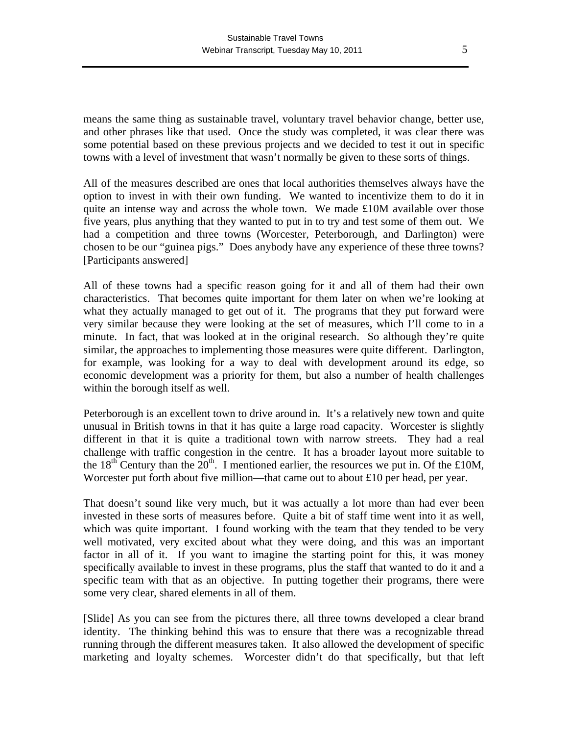means the same thing as sustainable travel, voluntary travel behavior change, better use, and other phrases like that used. Once the study was completed, it was clear there was some potential based on these previous projects and we decided to test it out in specific towns with a level of investment that wasn't normally be given to these sorts of things.

All of the measures described are ones that local authorities themselves always have the option to invest in with their own funding. We wanted to incentivize them to do it in quite an intense way and across the whole town. We made £10M available over those five years, plus anything that they wanted to put in to try and test some of them out. We had a competition and three towns (Worcester, Peterborough, and Darlington) were chosen to be our "guinea pigs." Does anybody have any experience of these three towns? [Participants answered]

All of these towns had a specific reason going for it and all of them had their own characteristics. That becomes quite important for them later on when we're looking at what they actually managed to get out of it. The programs that they put forward were very similar because they were looking at the set of measures, which I'll come to in a minute. In fact, that was looked at in the original research. So although they're quite similar, the approaches to implementing those measures were quite different. Darlington, for example, was looking for a way to deal with development around its edge, so economic development was a priority for them, but also a number of health challenges within the borough itself as well.

Peterborough is an excellent town to drive around in. It's a relatively new town and quite unusual in British towns in that it has quite a large road capacity. Worcester is slightly different in that it is quite a traditional town with narrow streets. They had a real challenge with traffic congestion in the centre. It has a broader layout more suitable to the 18th Century than the 20th. I mentioned earlier, the resources we put in. Of the £10M, Worcester put forth about five million—that came out to about £10 per head, per year.

That doesn't sound like very much, but it was actually a lot more than had ever been invested in these sorts of measures before. Quite a bit of staff time went into it as well, which was quite important. I found working with the team that they tended to be very well motivated, very excited about what they were doing, and this was an important factor in all of it. If you want to imagine the starting point for this, it was money specifically available to invest in these programs, plus the staff that wanted to do it and a specific team with that as an objective. In putting together their programs, there were some very clear, shared elements in all of them.

[Slide] As you can see from the pictures there, all three towns developed a clear brand identity. The thinking behind this was to ensure that there was a recognizable thread running through the different measures taken. It also allowed the development of specific marketing and loyalty schemes. Worcester didn't do that specifically, but that left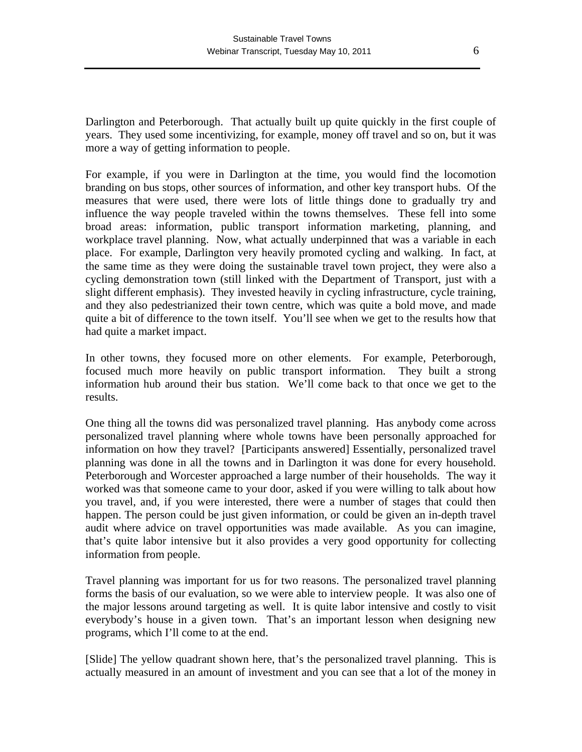Darlington and Peterborough. That actually built up quite quickly in the first couple of years. They used some incentivizing, for example, money off travel and so on, but it was more a way of getting information to people.

For example, if you were in Darlington at the time, you would find the locomotion branding on bus stops, other sources of information, and other key transport hubs. Of the measures that were used, there were lots of little things done to gradually try and influence the way people traveled within the towns themselves. These fell into some broad areas: information, public transport information marketing, planning, and workplace travel planning. Now, what actually underpinned that was a variable in each place. For example, Darlington very heavily promoted cycling and walking. In fact, at the same time as they were doing the sustainable travel town project, they were also a cycling demonstration town (still linked with the Department of Transport, just with a slight different emphasis). They invested heavily in cycling infrastructure, cycle training, and they also pedestrianized their town centre, which was quite a bold move, and made quite a bit of difference to the town itself. You'll see when we get to the results how that had quite a market impact.

In other towns, they focused more on other elements. For example, Peterborough, focused much more heavily on public transport information. They built a strong information hub around their bus station. We'll come back to that once we get to the results.

One thing all the towns did was personalized travel planning. Has anybody come across personalized travel planning where whole towns have been personally approached for information on how they travel? [Participants answered] Essentially, personalized travel planning was done in all the towns and in Darlington it was done for every household. Peterborough and Worcester approached a large number of their households. The way it worked was that someone came to your door, asked if you were willing to talk about how you travel, and, if you were interested, there were a number of stages that could then happen. The person could be just given information, or could be given an in-depth travel audit where advice on travel opportunities was made available. As you can imagine, that's quite labor intensive but it also provides a very good opportunity for collecting information from people.

Travel planning was important for us for two reasons. The personalized travel planning forms the basis of our evaluation, so we were able to interview people. It was also one of the major lessons around targeting as well. It is quite labor intensive and costly to visit everybody's house in a given town. That's an important lesson when designing new programs, which I'll come to at the end.

[Slide] The yellow quadrant shown here, that's the personalized travel planning. This is actually measured in an amount of investment and you can see that a lot of the money in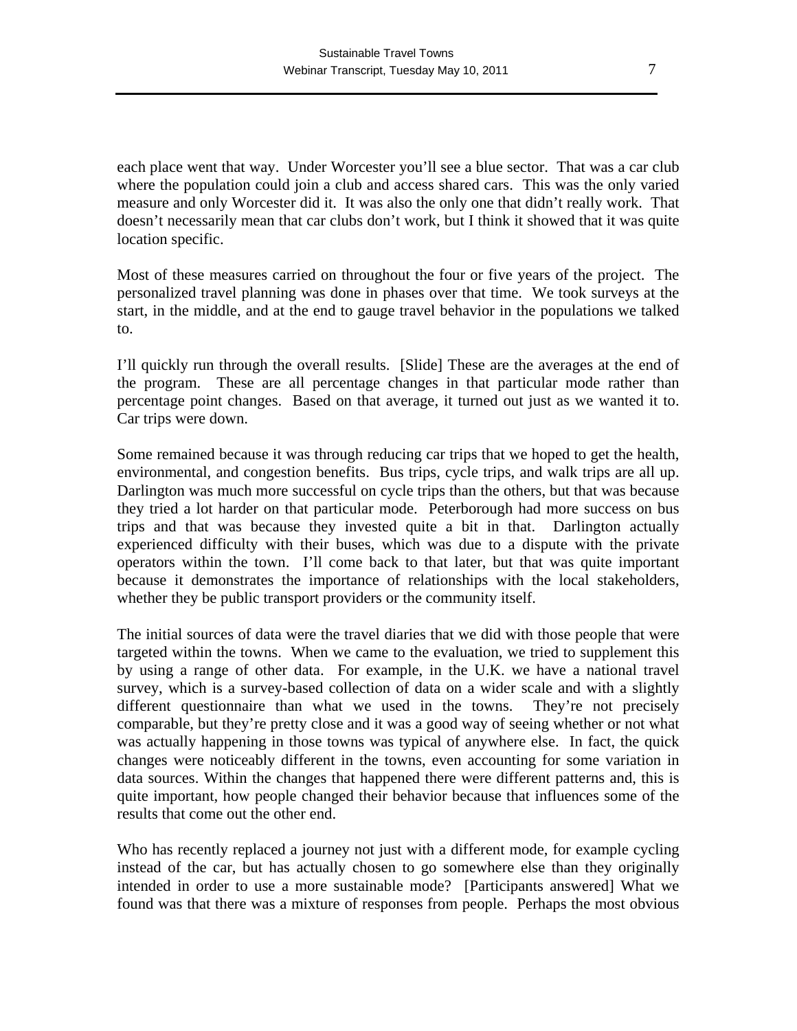each place went that way. Under Worcester you'll see a blue sector. That was a car club where the population could join a club and access shared cars. This was the only varied measure and only Worcester did it. It was also the only one that didn't really work. That doesn't necessarily mean that car clubs don't work, but I think it showed that it was quite location specific.

Most of these measures carried on throughout the four or five years of the project. The personalized travel planning was done in phases over that time. We took surveys at the start, in the middle, and at the end to gauge travel behavior in the populations we talked to.

I'll quickly run through the overall results. [Slide] These are the averages at the end of the program. These are all percentage changes in that particular mode rather than percentage point changes. Based on that average, it turned out just as we wanted it to. Car trips were down.

Some remained because it was through reducing car trips that we hoped to get the health, environmental, and congestion benefits. Bus trips, cycle trips, and walk trips are all up. Darlington was much more successful on cycle trips than the others, but that was because they tried a lot harder on that particular mode. Peterborough had more success on bus trips and that was because they invested quite a bit in that. Darlington actually experienced difficulty with their buses, which was due to a dispute with the private operators within the town. I'll come back to that later, but that was quite important because it demonstrates the importance of relationships with the local stakeholders, whether they be public transport providers or the community itself.

The initial sources of data were the travel diaries that we did with those people that were targeted within the towns. When we came to the evaluation, we tried to supplement this by using a range of other data. For example, in the U.K. we have a national travel survey, which is a survey-based collection of data on a wider scale and with a slightly different questionnaire than what we used in the towns. They're not precisely comparable, but they're pretty close and it was a good way of seeing whether or not what was actually happening in those towns was typical of anywhere else. In fact, the quick changes were noticeably different in the towns, even accounting for some variation in data sources. Within the changes that happened there were different patterns and, this is quite important, how people changed their behavior because that influences some of the results that come out the other end.

Who has recently replaced a journey not just with a different mode, for example cycling instead of the car, but has actually chosen to go somewhere else than they originally intended in order to use a more sustainable mode? [Participants answered] What we found was that there was a mixture of responses from people. Perhaps the most obvious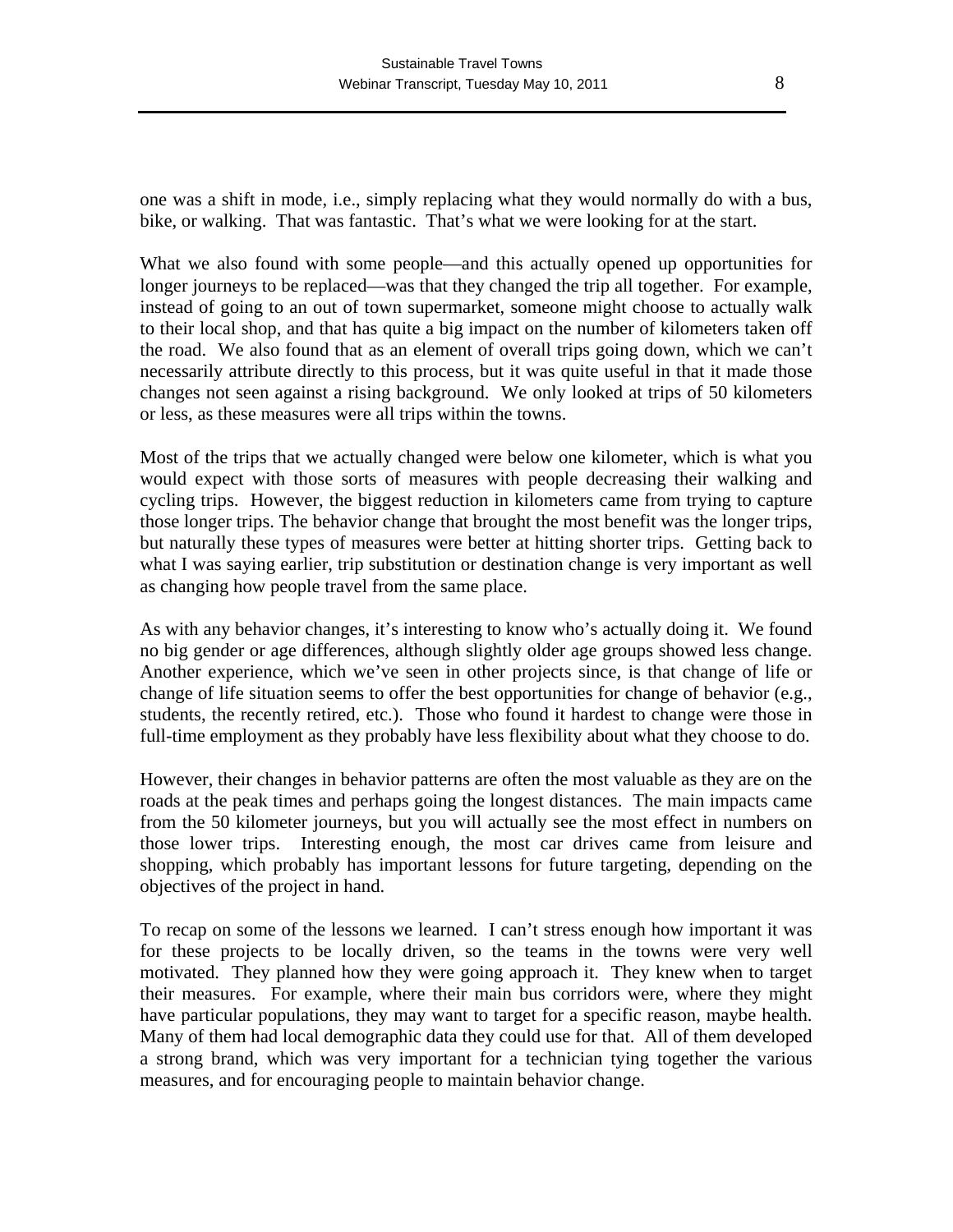one was a shift in mode, i.e., simply replacing what they would normally do with a bus, bike, or walking. That was fantastic. That's what we were looking for at the start.

What we also found with some people—and this actually opened up opportunities for longer journeys to be replaced—was that they changed the trip all together. For example, instead of going to an out of town supermarket, someone might choose to actually walk to their local shop, and that has quite a big impact on the number of kilometers taken off the road. We also found that as an element of overall trips going down, which we can't necessarily attribute directly to this process, but it was quite useful in that it made those changes not seen against a rising background. We only looked at trips of 50 kilometers or less, as these measures were all trips within the towns.

Most of the trips that we actually changed were below one kilometer, which is what you would expect with those sorts of measures with people decreasing their walking and cycling trips. However, the biggest reduction in kilometers came from trying to capture those longer trips. The behavior change that brought the most benefit was the longer trips, but naturally these types of measures were better at hitting shorter trips. Getting back to what I was saying earlier, trip substitution or destination change is very important as well as changing how people travel from the same place.

As with any behavior changes, it's interesting to know who's actually doing it. We found no big gender or age differences, although slightly older age groups showed less change. Another experience, which we've seen in other projects since, is that change of life or change of life situation seems to offer the best opportunities for change of behavior (e.g., students, the recently retired, etc.). Those who found it hardest to change were those in full-time employment as they probably have less flexibility about what they choose to do.

However, their changes in behavior patterns are often the most valuable as they are on the roads at the peak times and perhaps going the longest distances. The main impacts came from the 50 kilometer journeys, but you will actually see the most effect in numbers on those lower trips. Interesting enough, the most car drives came from leisure and shopping, which probably has important lessons for future targeting, depending on the objectives of the project in hand.

To recap on some of the lessons we learned. I can't stress enough how important it was for these projects to be locally driven, so the teams in the towns were very well motivated. They planned how they were going approach it. They knew when to target their measures. For example, where their main bus corridors were, where they might have particular populations, they may want to target for a specific reason, maybe health. Many of them had local demographic data they could use for that. All of them developed a strong brand, which was very important for a technician tying together the various measures, and for encouraging people to maintain behavior change.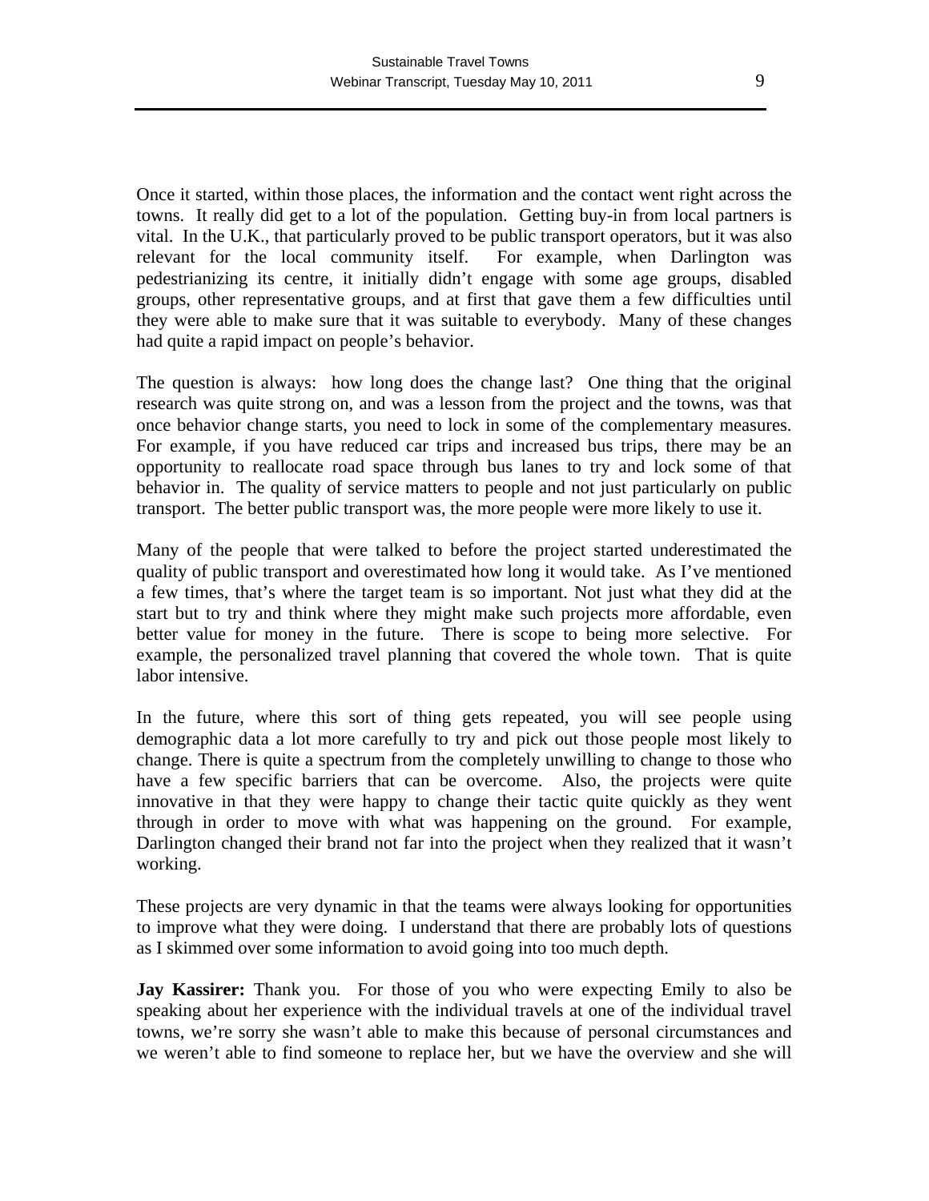Once it started, within those places, the information and the contact went right across the towns. It really did get to a lot of the population. Getting buy-in from local partners is vital. In the U.K., that particularly proved to be public transport operators, but it was also relevant for the local community itself. For example, when Darlington was pedestrianizing its centre, it initially didn't engage with some age groups, disabled groups, other representative groups, and at first that gave them a few difficulties until they were able to make sure that it was suitable to everybody. Many of these changes had quite a rapid impact on people's behavior.

The question is always: how long does the change last? One thing that the original research was quite strong on, and was a lesson from the project and the towns, was that once behavior change starts, you need to lock in some of the complementary measures. For example, if you have reduced car trips and increased bus trips, there may be an opportunity to reallocate road space through bus lanes to try and lock some of that behavior in. The quality of service matters to people and not just particularly on public transport. The better public transport was, the more people were more likely to use it.

Many of the people that were talked to before the project started underestimated the quality of public transport and overestimated how long it would take. As I've mentioned a few times, that's where the target team is so important. Not just what they did at the start but to try and think where they might make such projects more affordable, even better value for money in the future. There is scope to being more selective. For example, the personalized travel planning that covered the whole town. That is quite labor intensive.

In the future, where this sort of thing gets repeated, you will see people using demographic data a lot more carefully to try and pick out those people most likely to change. There is quite a spectrum from the completely unwilling to change to those who have a few specific barriers that can be overcome. Also, the projects were quite innovative in that they were happy to change their tactic quite quickly as they went through in order to move with what was happening on the ground. For example, Darlington changed their brand not far into the project when they realized that it wasn't working.

These projects are very dynamic in that the teams were always looking for opportunities to improve what they were doing. I understand that there are probably lots of questions as I skimmed over some information to avoid going into too much depth.

**Jay Kassirer:** Thank you. For those of you who were expecting Emily to also be speaking about her experience with the individual travels at one of the individual travel towns, we're sorry she wasn't able to make this because of personal circumstances and we weren't able to find someone to replace her, but we have the overview and she will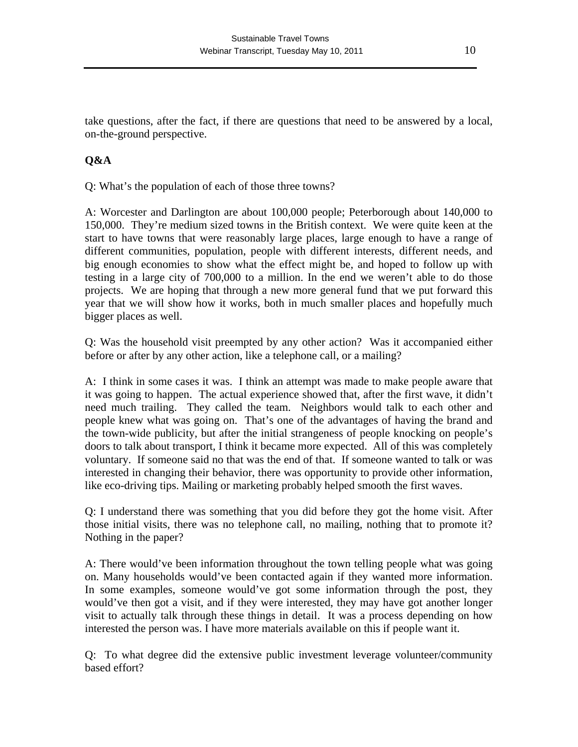take questions, after the fact, if there are questions that need to be answered by a local, on-the-ground perspective.

**Q&A**

Q: What's the population of each of those three towns?

A: Worcester and Darlington are about 100,000 people; Peterborough about 140,000 to 150,000. They're medium sized towns in the British context. We were quite keen at the start to have towns that were reasonably large places, large enough to have a range of different communities, population, people with different interests, different needs, and big enough economies to show what the effect might be, and hoped to follow up with testing in a large city of 700,000 to a million. In the end we weren't able to do those projects. We are hoping that through a new more general fund that we put forward this year that we will show how it works, both in much smaller places and hopefully much bigger places as well.

Q: Was the household visit preempted by any other action? Was it accompanied either before or after by any other action, like a telephone call, or a mailing?

A: I think in some cases it was. I think an attempt was made to make people aware that it was going to happen. The actual experience showed that, after the first wave, it didn't need much trailing. They called the team. Neighbors would talk to each other and people knew what was going on. That's one of the advantages of having the brand and the town-wide publicity, but after the initial strangeness of people knocking on people's doors to talk about transport, I think it became more expected. All of this was completely voluntary. If someone said no that was the end of that. If someone wanted to talk or was interested in changing their behavior, there was opportunity to provide other information, like eco-driving tips. Mailing or marketing probably helped smooth the first waves.

Q: I understand there was something that you did before they got the home visit. After those initial visits, there was no telephone call, no mailing, nothing that to promote it? Nothing in the paper?

A: There would've been information throughout the town telling people what was going on. Many households would've been contacted again if they wanted more information. In some examples, someone would've got some information through the post, they would've then got a visit, and if they were interested, they may have got another longer visit to actually talk through these things in detail. It was a process depending on how interested the person was. I have more materials available on this if people want it.

Q: To what degree did the extensive public investment leverage volunteer/community based effort?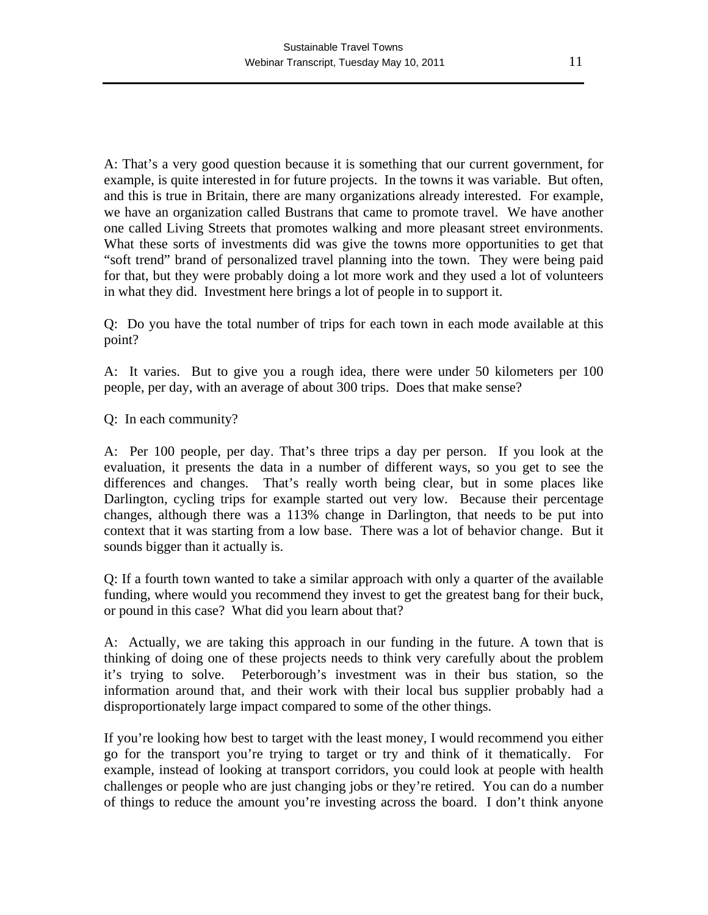A: That's a very good question because it is something that our current government, for example, is quite interested in for future projects. In the towns it was variable. But often, and this is true in Britain, there are many organizations already interested. For example, we have an organization called Bustrans that came to promote travel. We have another one called Living Streets that promotes walking and more pleasant street environments. What these sorts of investments did was give the towns more opportunities to get that "soft trend" brand of personalized travel planning into the town. They were being paid for that, but they were probably doing a lot more work and they used a lot of volunteers in what they did. Investment here brings a lot of people in to support it.

Q: Do you have the total number of trips for each town in each mode available at this point?

A: It varies. But to give you a rough idea, there were under 50 kilometers per 100 people, per day, with an average of about 300 trips. Does that make sense?

Q: In each community?

A: Per 100 people, per day. That's three trips a day per person. If you look at the evaluation, it presents the data in a number of different ways, so you get to see the differences and changes. That's really worth being clear, but in some places like Darlington, cycling trips for example started out very low. Because their percentage changes, although there was a 113% change in Darlington, that needs to be put into context that it was starting from a low base. There was a lot of behavior change. But it sounds bigger than it actually is.

Q: If a fourth town wanted to take a similar approach with only a quarter of the available funding, where would you recommend they invest to get the greatest bang for their buck, or pound in this case? What did you learn about that?

A: Actually, we are taking this approach in our funding in the future. A town that is thinking of doing one of these projects needs to think very carefully about the problem it's trying to solve. Peterborough's investment was in their bus station, so the information around that, and their work with their local bus supplier probably had a disproportionately large impact compared to some of the other things.

If you're looking how best to target with the least money, I would recommend you either go for the transport you're trying to target or try and think of it thematically. For example, instead of looking at transport corridors, you could look at people with health challenges or people who are just changing jobs or they're retired. You can do a number of things to reduce the amount you're investing across the board. I don't think anyone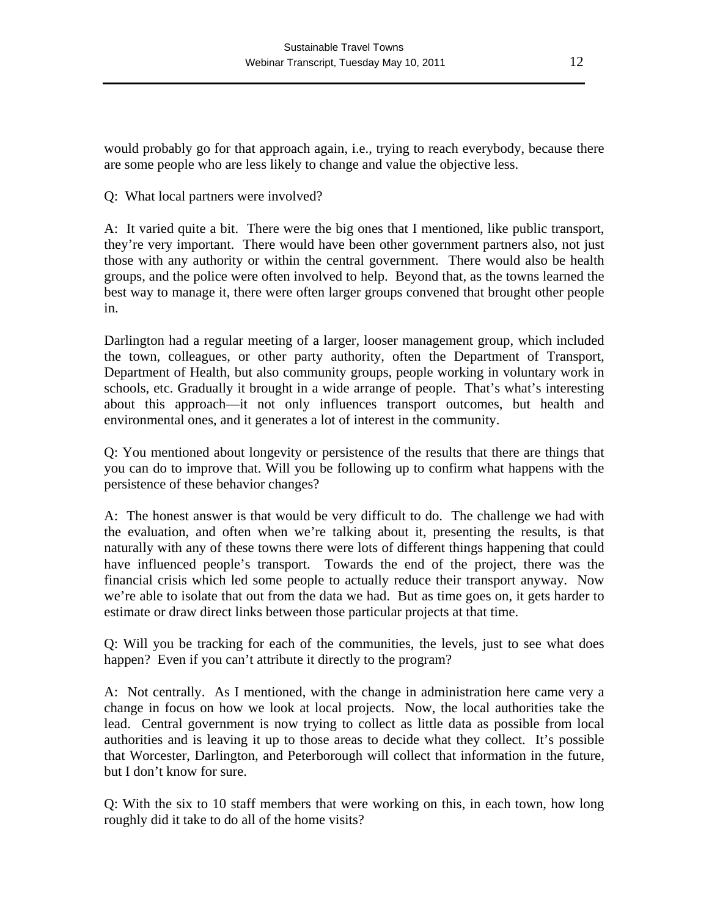would probably go for that approach again, i.e., trying to reach everybody, because there are some people who are less likely to change and value the objective less.

Q: What local partners were involved?

A: It varied quite a bit. There were the big ones that I mentioned, like public transport, they're very important. There would have been other government partners also, not just those with any authority or within the central government. There would also be health groups, and the police were often involved to help. Beyond that, as the towns learned the best way to manage it, there were often larger groups convened that brought other people in.

Darlington had a regular meeting of a larger, looser management group, which included the town, colleagues, or other party authority, often the Department of Transport, Department of Health, but also community groups, people working in voluntary work in schools, etc. Gradually it brought in a wide arrange of people. That's what's interesting about this approach—it not only influences transport outcomes, but health and environmental ones, and it generates a lot of interest in the community.

Q: You mentioned about longevity or persistence of the results that there are things that you can do to improve that. Will you be following up to confirm what happens with the persistence of these behavior changes?

A: The honest answer is that would be very difficult to do. The challenge we had with the evaluation, and often when we're talking about it, presenting the results, is that naturally with any of these towns there were lots of different things happening that could have influenced people's transport. Towards the end of the project, there was the financial crisis which led some people to actually reduce their transport anyway. Now we're able to isolate that out from the data we had. But as time goes on, it gets harder to estimate or draw direct links between those particular projects at that time.

Q: Will you be tracking for each of the communities, the levels, just to see what does happen? Even if you can't attribute it directly to the program?

A: Not centrally. As I mentioned, with the change in administration here came very a change in focus on how we look at local projects. Now, the local authorities take the lead. Central government is now trying to collect as little data as possible from local authorities and is leaving it up to those areas to decide what they collect. It's possible that Worcester, Darlington, and Peterborough will collect that information in the future, but I don't know for sure.

Q: With the six to 10 staff members that were working on this, in each town, how long roughly did it take to do all of the home visits?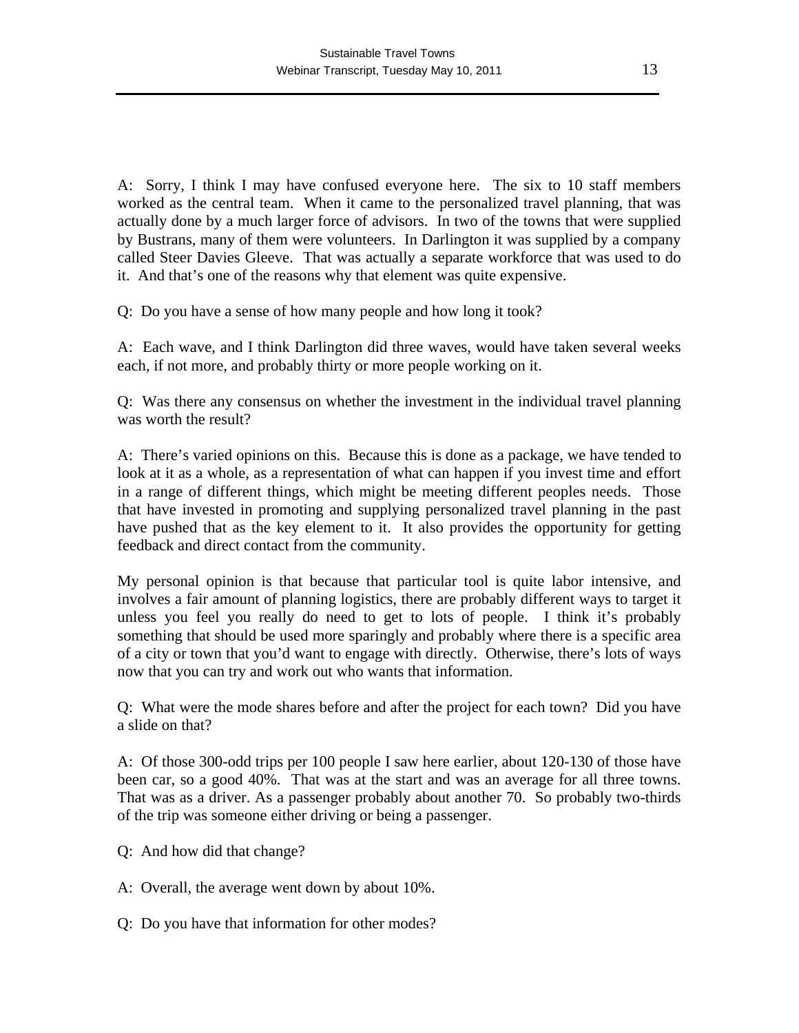A: Sorry, I think I may have confused everyone here. The six to 10 staff members worked as the central team. When it came to the personalized travel planning, that was actually done by a much larger force of advisors. In two of the towns that were supplied by Bustrans, many of them were volunteers. In Darlington it was supplied by a company called Steer Davies Gleeve. That was actually a separate workforce that was used to do it. And that's one of the reasons why that element was quite expensive.

Q: Do you have a sense of how many people and how long it took?

A: Each wave, and I think Darlington did three waves, would have taken several weeks each, if not more, and probably thirty or more people working on it.

Q: Was there any consensus on whether the investment in the individual travel planning was worth the result?

A: There's varied opinions on this. Because this is done as a package, we have tended to look at it as a whole, as a representation of what can happen if you invest time and effort in a range of different things, which might be meeting different peoples needs. Those that have invested in promoting and supplying personalized travel planning in the past have pushed that as the key element to it. It also provides the opportunity for getting feedback and direct contact from the community.

My personal opinion is that because that particular tool is quite labor intensive, and involves a fair amount of planning logistics, there are probably different ways to target it unless you feel you really do need to get to lots of people. I think it's probably something that should be used more sparingly and probably where there is a specific area of a city or town that you'd want to engage with directly. Otherwise, there's lots of ways now that you can try and work out who wants that information.

Q: What were the mode shares before and after the project for each town? Did you have a slide on that?

A: Of those 300-odd trips per 100 people I saw here earlier, about 120-130 of those have been car, so a good 40%. That was at the start and was an average for all three towns. That was as a driver. As a passenger probably about another 70. So probably two-thirds of the trip was someone either driving or being a passenger.

Q: And how did that change?

A: Overall, the average went down by about 10%.

Q: Do you have that information for other modes?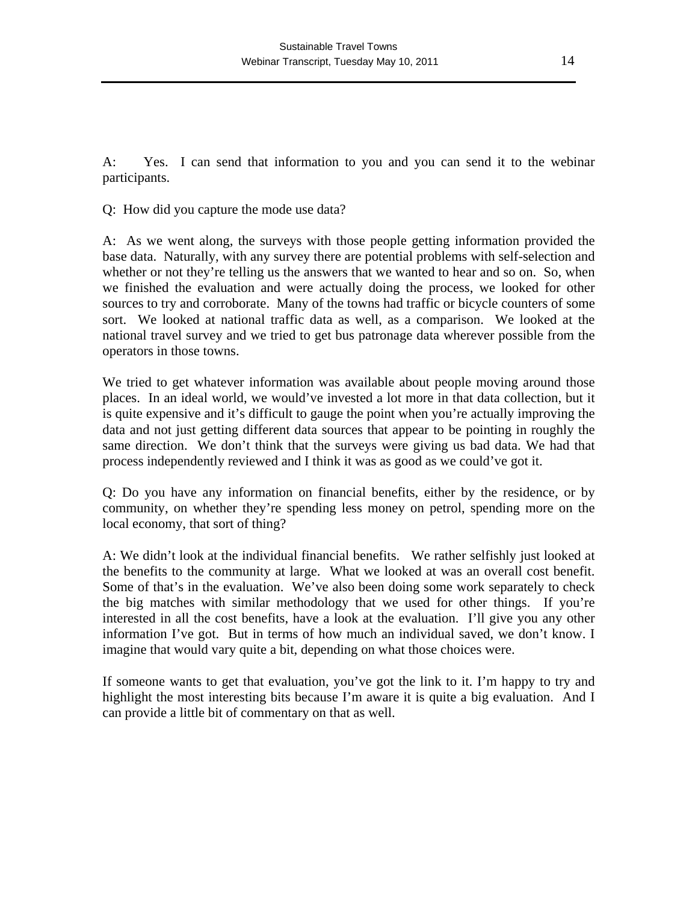A: Yes. I can send that information to you and you can send it to the webinar participants.

Q: How did you capture the mode use data?

A: As we went along, the surveys with those people getting information provided the base data. Naturally, with any survey there are potential problems with self-selection and whether or not they're telling us the answers that we wanted to hear and so on. So, when we finished the evaluation and were actually doing the process, we looked for other sources to try and corroborate. Many of the towns had traffic or bicycle counters of some sort. We looked at national traffic data as well, as a comparison. We looked at the national travel survey and we tried to get bus patronage data wherever possible from the operators in those towns.

We tried to get whatever information was available about people moving around those places. In an ideal world, we would've invested a lot more in that data collection, but it is quite expensive and it's difficult to gauge the point when you're actually improving the data and not just getting different data sources that appear to be pointing in roughly the same direction. We don't think that the surveys were giving us bad data. We had that process independently reviewed and I think it was as good as we could've got it.

Q: Do you have any information on financial benefits, either by the residence, or by community, on whether they're spending less money on petrol, spending more on the local economy, that sort of thing?

A: We didn't look at the individual financial benefits. We rather selfishly just looked at the benefits to the community at large. What we looked at was an overall cost benefit. Some of that's in the evaluation. We've also been doing some work separately to check the big matches with similar methodology that we used for other things. If you're interested in all the cost benefits, have a look at the evaluation. I'll give you any other information I've got. But in terms of how much an individual saved, we don't know. I imagine that would vary quite a bit, depending on what those choices were.

If someone wants to get that evaluation, you've got the link to it. I'm happy to try and highlight the most interesting bits because I'm aware it is quite a big evaluation. And I can provide a little bit of commentary on that as well.